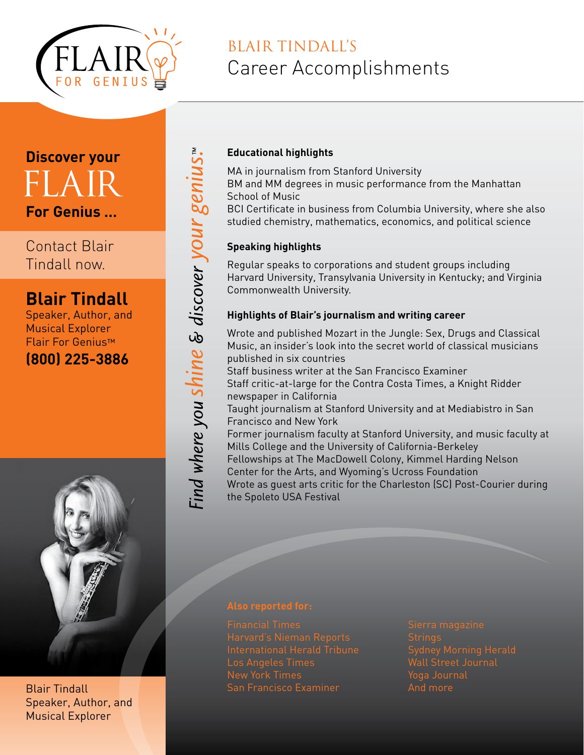FLAIR FOR GENIUS

# BLAIR TINDALL'S Career Accomplishments

## Discover your FLAIR For Genius ...

Contact Blair Tindall now.

**Blair Tindall**
Speaker, Author, and Musical Explorer
Flair For Genius™
**(800) 225-3886**

*Find where you shine & discover your genius.™*

### Educational highlights

MA in journalism from Stanford University
BM and MM degrees in music performance from the Manhattan School of Music
BCI Certificate in business from Columbia University, where she also studied chemistry, mathematics, economics, and political science

### Speaking highlights

Regular speaks to corporations and student groups including Harvard University, Transylvania University in Kentucky; and Virginia Commonwealth University.

### Highlights of Blair's journalism and writing career

Wrote and published Mozart in the Jungle: Sex, Drugs and Classical Music, an insider's look into the secret world of classical musicians published in six countries
Staff business writer at the San Francisco Examiner
Staff critic-at-large for the Contra Costa Times, a Knight Ridder newspaper in California
Taught journalism at Stanford University and at Mediabistro in San Francisco and New York
Former journalism faculty at Stanford University, and music faculty at Mills College and the University of California-Berkeley
Fellowships at The MacDowell Colony, Kimmel Harding Nelson Center for the Arts, and Wyoming's Ucross Foundation
Wrote as guest arts critic for the Charleston (SC) Post-Courier during the Spoleto USA Festival

### Also reported for:

Financial Times
Harvard's Nieman Reports
International Herald Tribune
Los Angeles Times
New York Times
San Francisco Examiner
Sierra magazine
Strings
Sydney Morning Herald
Wall Street Journal
Yoga Journal
And more

Blair Tindall
Speaker, Author, and Musical Explorer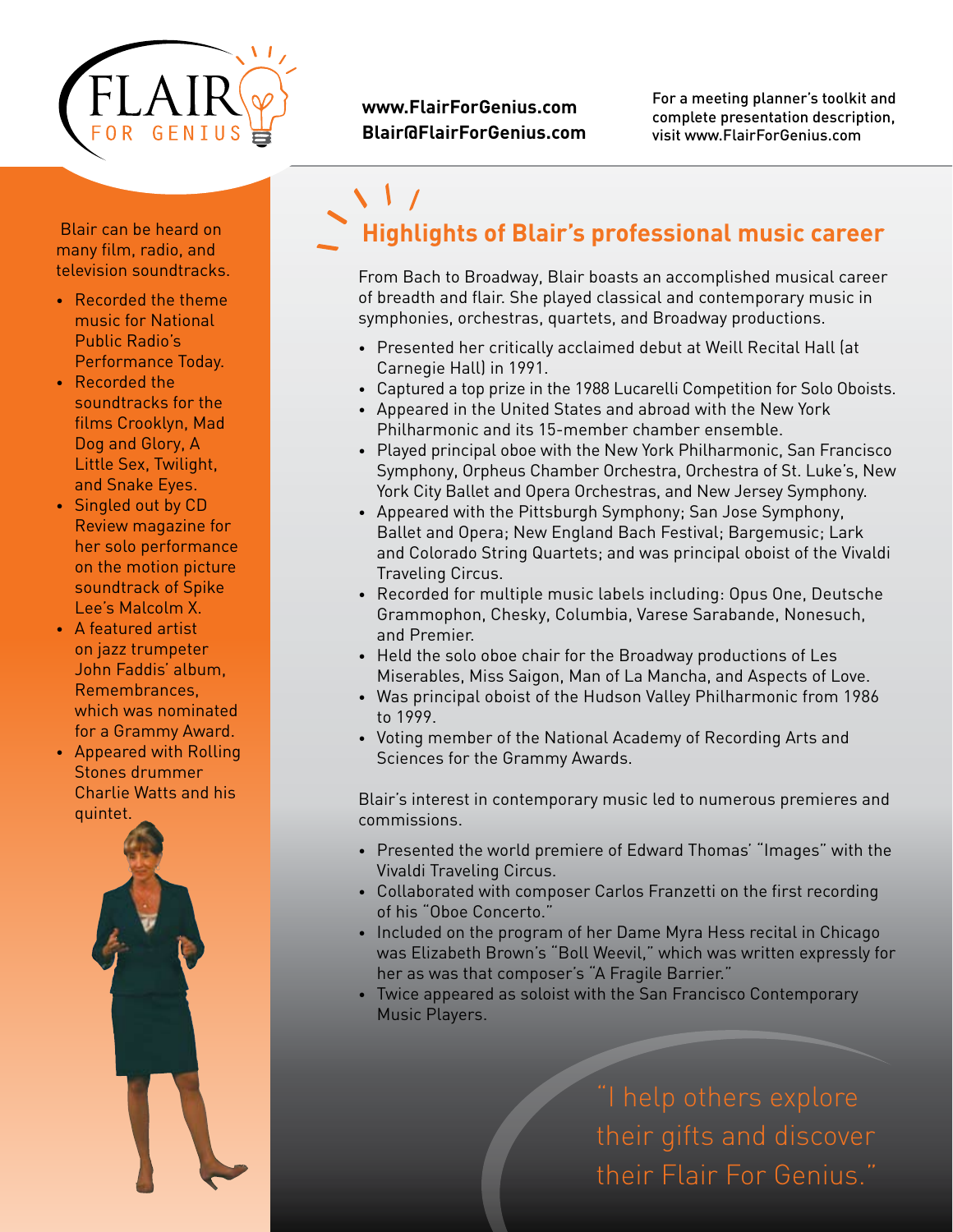FLAIR FOR GENIUS

**www.FlairForGenius.com**
**Blair@FlairForGenius.com**

For a meeting planner's toolkit and complete presentation description, visit www.FlairForGenius.com

Blair can be heard on many film, radio, and television soundtracks.

- Recorded the theme music for National Public Radio's Performance Today.
- Recorded the soundtracks for the films Crooklyn, Mad Dog and Glory, A Little Sex, Twilight, and Snake Eyes.
- Singled out by CD Review magazine for her solo performance on the motion picture soundtrack of Spike Lee's Malcolm X.
- A featured artist on jazz trumpeter John Faddis' album, Remembrances, which was nominated for a Grammy Award.
- Appeared with Rolling Stones drummer Charlie Watts and his quintet.

## Highlights of Blair's professional music career

From Bach to Broadway, Blair boasts an accomplished musical career of breadth and flair. She played classical and contemporary music in symphonies, orchestras, quartets, and Broadway productions.

- Presented her critically acclaimed debut at Weill Recital Hall (at Carnegie Hall) in 1991.
- Captured a top prize in the 1988 Lucarelli Competition for Solo Oboists.
- Appeared in the United States and abroad with the New York Philharmonic and its 15-member chamber ensemble.
- Played principal oboe with the New York Philharmonic, San Francisco Symphony, Orpheus Chamber Orchestra, Orchestra of St. Luke's, New York City Ballet and Opera Orchestras, and New Jersey Symphony.
- Appeared with the Pittsburgh Symphony; San Jose Symphony, Ballet and Opera; New England Bach Festival; Bargemusic; Lark and Colorado String Quartets; and was principal oboist of the Vivaldi Traveling Circus.
- Recorded for multiple music labels including: Opus One, Deutsche Grammophon, Chesky, Columbia, Varese Sarabande, Nonesuch, and Premier.
- Held the solo oboe chair for the Broadway productions of Les Miserables, Miss Saigon, Man of La Mancha, and Aspects of Love.
- Was principal oboist of the Hudson Valley Philharmonic from 1986 to 1999.
- Voting member of the National Academy of Recording Arts and Sciences for the Grammy Awards.

Blair's interest in contemporary music led to numerous premieres and commissions.

- Presented the world premiere of Edward Thomas' "Images" with the Vivaldi Traveling Circus.
- Collaborated with composer Carlos Franzetti on the first recording of his "Oboe Concerto."
- Included on the program of her Dame Myra Hess recital in Chicago was Elizabeth Brown's "Boll Weevil," which was written expressly for her as was that composer's "A Fragile Barrier."
- Twice appeared as soloist with the San Francisco Contemporary Music Players.

"I help others explore their gifts and discover their Flair For Genius."